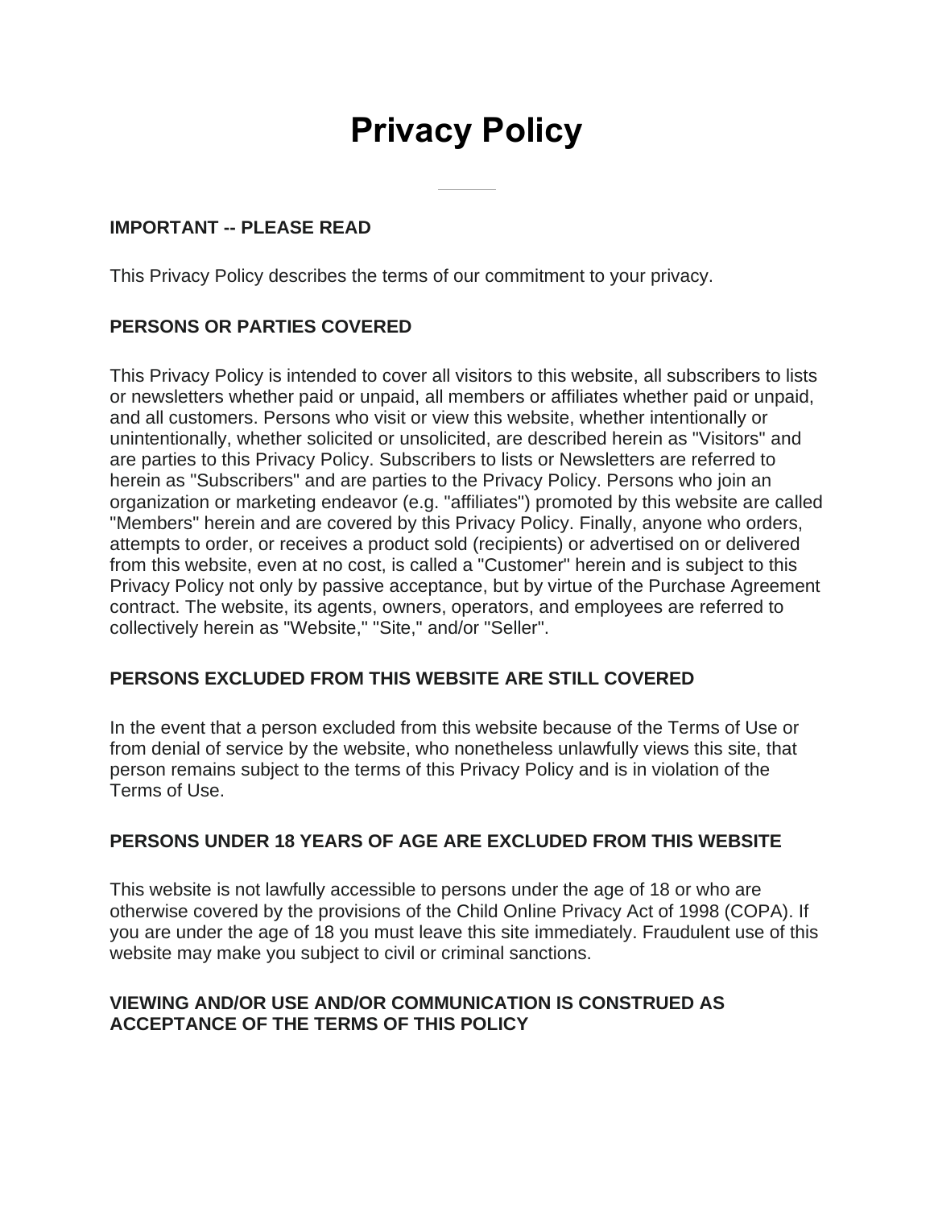# Privacy Policy

---

## IMPORTANT -- PLEASE READ

This Privacy Policy describes the terms of our commitment to your privacy.

## PERSONS OR PARTIES COVERED

This Privacy Policy is intended to cover all visitors to this website, all subscribers to lists or newsletters whether paid or unpaid, all members or affiliates whether paid or unpaid, and all customers. Persons who visit or view this website, whether intentionally or unintentionally, whether solicited or unsolicited, are described herein as "Visitors" and are parties to this Privacy Policy. Subscribers to lists or Newsletters are referred to herein as "Subscribers" and are parties to the Privacy Policy. Persons who join an organization or marketing endeavor (e.g. "affiliates") promoted by this website are called "Members" herein and are covered by this Privacy Policy. Finally, anyone who orders, attempts to order, or receives a product sold (recipients) or advertised on or delivered from this website, even at no cost, is called a "Customer" herein and is subject to this Privacy Policy not only by passive acceptance, but by virtue of the Purchase Agreement contract. The website, its agents, owners, operators, and employees are referred to collectively herein as "Website," "Site," and/or "Seller".

## PERSONS EXCLUDED FROM THIS WEBSITE ARE STILL COVERED

In the event that a person excluded from this website because of the Terms of Use or from denial of service by the website, who nonetheless unlawfully views this site, that person remains subject to the terms of this Privacy Policy and is in violation of the Terms of Use.

## PERSONS UNDER 18 YEARS OF AGE ARE EXCLUDED FROM THIS WEBSITE

This website is not lawfully accessible to persons under the age of 18 or who are otherwise covered by the provisions of the Child Online Privacy Act of 1998 (COPA). If you are under the age of 18 you must leave this site immediately. Fraudulent use of this website may make you subject to civil or criminal sanctions.

## VIEWING AND/OR USE AND/OR COMMUNICATION IS CONSTRUED AS ACCEPTANCE OF THE TERMS OF THIS POLICY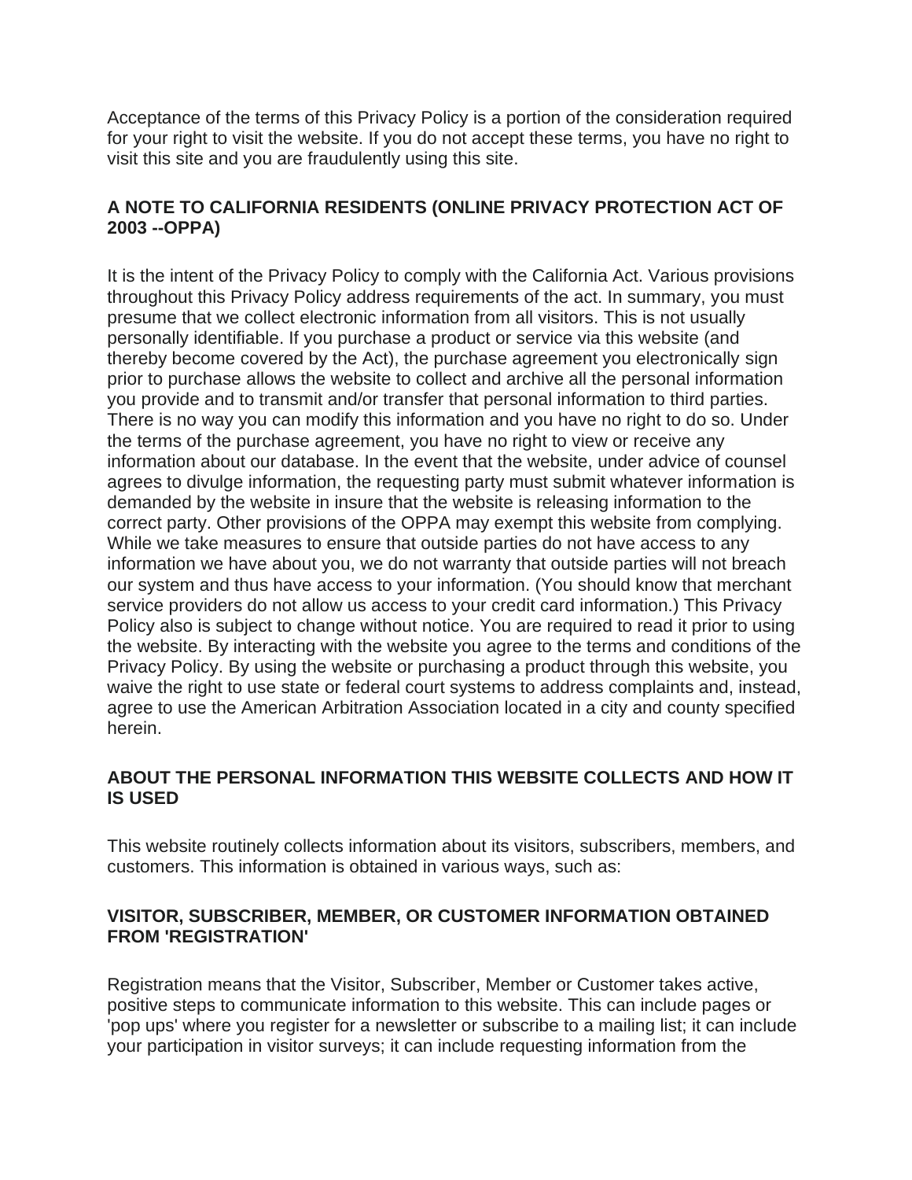Acceptance of the terms of this Privacy Policy is a portion of the consideration required for your right to visit the website. If you do not accept these terms, you have no right to visit this site and you are fraudulently using this site.

### A NOTE TO CALIFORNIA RESIDENTS (ONLINE PRIVACY PROTECTION ACT OF 2003 --OPPA)

It is the intent of the Privacy Policy to comply with the California Act. Various provisions throughout this Privacy Policy address requirements of the act. In summary, you must presume that we collect electronic information from all visitors. This is not usually personally identifiable. If you purchase a product or service via this website (and thereby become covered by the Act), the purchase agreement you electronically sign prior to purchase allows the website to collect and archive all the personal information you provide and to transmit and/or transfer that personal information to third parties. There is no way you can modify this information and you have no right to do so. Under the terms of the purchase agreement, you have no right to view or receive any information about our database. In the event that the website, under advice of counsel agrees to divulge information, the requesting party must submit whatever information is demanded by the website in insure that the website is releasing information to the correct party. Other provisions of the OPPA may exempt this website from complying. While we take measures to ensure that outside parties do not have access to any information we have about you, we do not warranty that outside parties will not breach our system and thus have access to your information. (You should know that merchant service providers do not allow us access to your credit card information.) This Privacy Policy also is subject to change without notice. You are required to read it prior to using the website. By interacting with the website you agree to the terms and conditions of the Privacy Policy. By using the website or purchasing a product through this website, you waive the right to use state or federal court systems to address complaints and, instead, agree to use the American Arbitration Association located in a city and county specified herein.

### ABOUT THE PERSONAL INFORMATION THIS WEBSITE COLLECTS AND HOW IT IS USED

This website routinely collects information about its visitors, subscribers, members, and customers. This information is obtained in various ways, such as:

### VISITOR, SUBSCRIBER, MEMBER, OR CUSTOMER INFORMATION OBTAINED FROM 'REGISTRATION'

Registration means that the Visitor, Subscriber, Member or Customer takes active, positive steps to communicate information to this website. This can include pages or 'pop ups' where you register for a newsletter or subscribe to a mailing list; it can include your participation in visitor surveys; it can include requesting information from the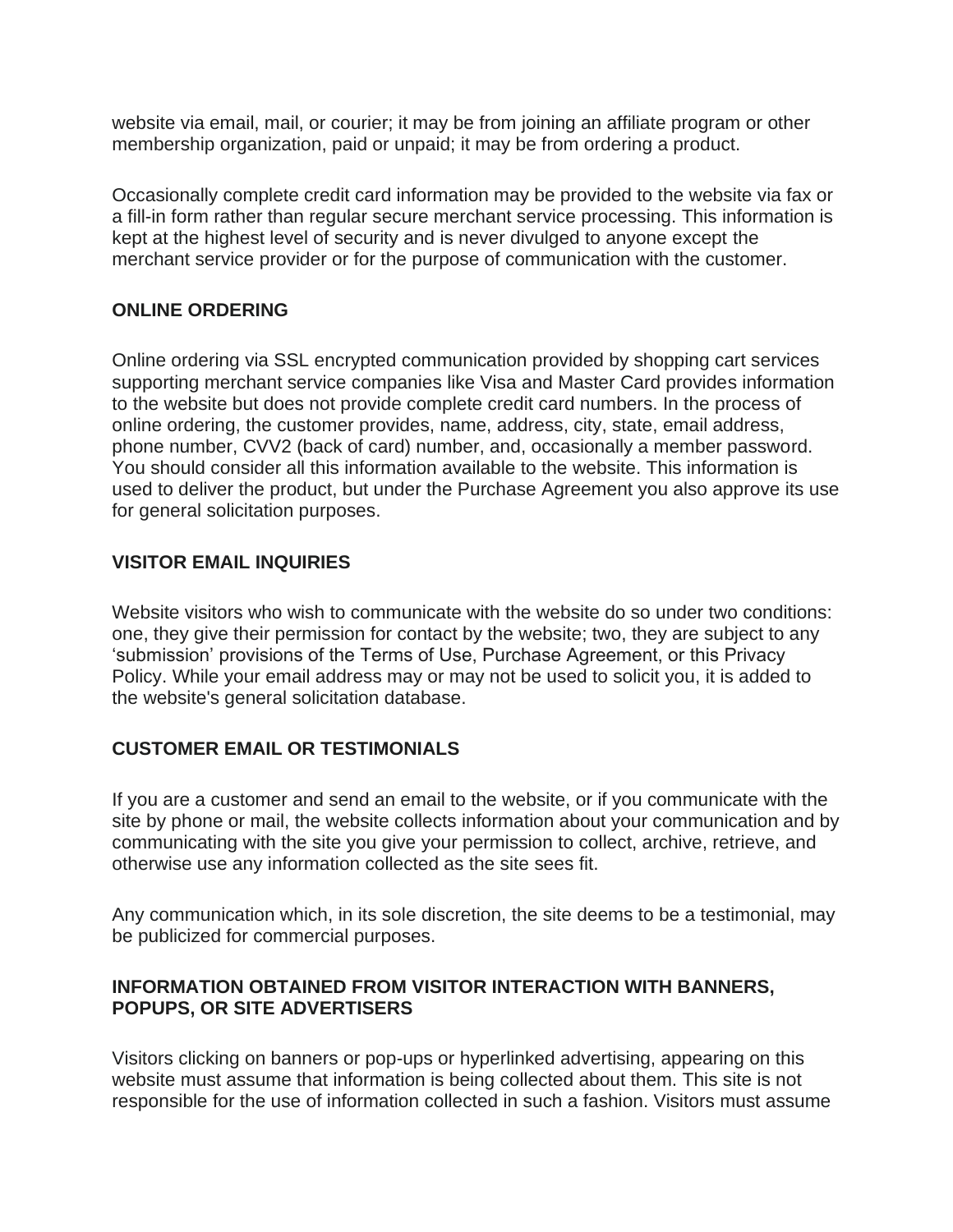website via email, mail, or courier; it may be from joining an affiliate program or other membership organization, paid or unpaid; it may be from ordering a product.

Occasionally complete credit card information may be provided to the website via fax or a fill-in form rather than regular secure merchant service processing. This information is kept at the highest level of security and is never divulged to anyone except the merchant service provider or for the purpose of communication with the customer.

**ONLINE ORDERING**

Online ordering via SSL encrypted communication provided by shopping cart services supporting merchant service companies like Visa and Master Card provides information to the website but does not provide complete credit card numbers. In the process of online ordering, the customer provides, name, address, city, state, email address, phone number, CVV2 (back of card) number, and, occasionally a member password. You should consider all this information available to the website. This information is used to deliver the product, but under the Purchase Agreement you also approve its use for general solicitation purposes.

**VISITOR EMAIL INQUIRIES**

Website visitors who wish to communicate with the website do so under two conditions: one, they give their permission for contact by the website; two, they are subject to any 'submission' provisions of the Terms of Use, Purchase Agreement, or this Privacy Policy. While your email address may or may not be used to solicit you, it is added to the website's general solicitation database.

**CUSTOMER EMAIL OR TESTIMONIALS**

If you are a customer and send an email to the website, or if you communicate with the site by phone or mail, the website collects information about your communication and by communicating with the site you give your permission to collect, archive, retrieve, and otherwise use any information collected as the site sees fit.

Any communication which, in its sole discretion, the site deems to be a testimonial, may be publicized for commercial purposes.

**INFORMATION OBTAINED FROM VISITOR INTERACTION WITH BANNERS, POPUPS, OR SITE ADVERTISERS**

Visitors clicking on banners or pop-ups or hyperlinked advertising, appearing on this website must assume that information is being collected about them. This site is not responsible for the use of information collected in such a fashion. Visitors must assume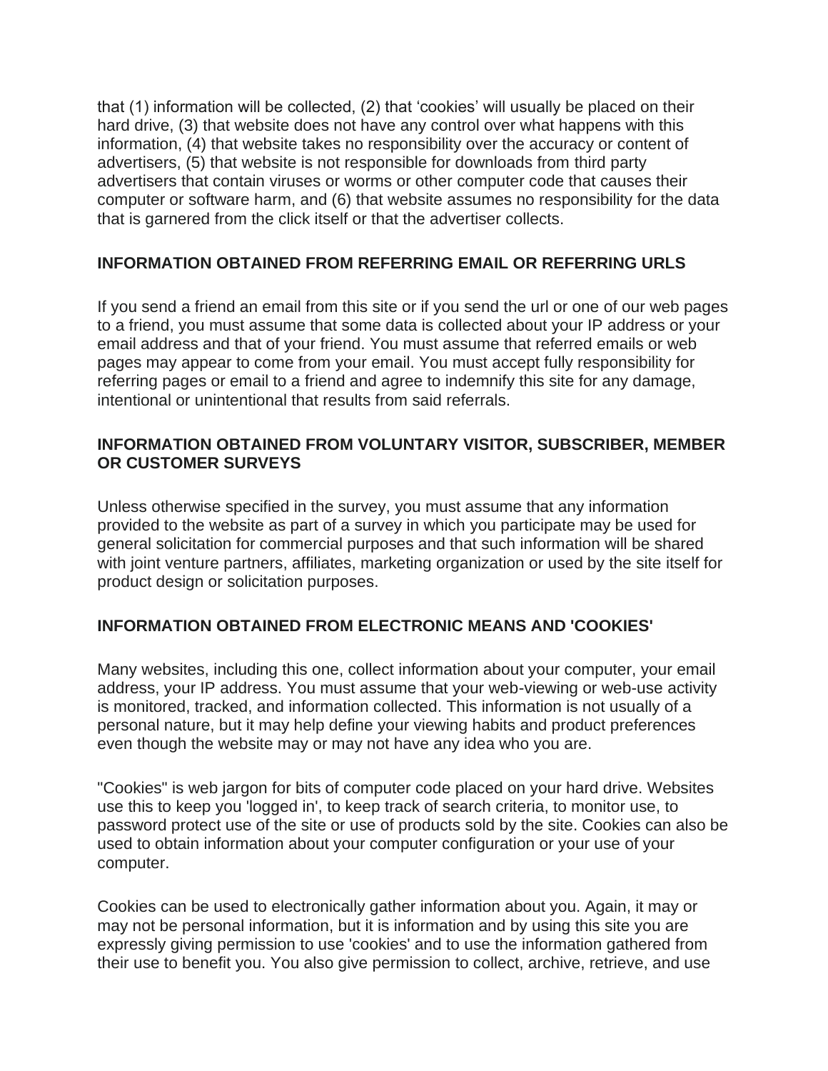that (1) information will be collected, (2) that 'cookies' will usually be placed on their hard drive, (3) that website does not have any control over what happens with this information, (4) that website takes no responsibility over the accuracy or content of advertisers, (5) that website is not responsible for downloads from third party advertisers that contain viruses or worms or other computer code that causes their computer or software harm, and (6) that website assumes no responsibility for the data that is garnered from the click itself or that the advertiser collects.

### INFORMATION OBTAINED FROM REFERRING EMAIL OR REFERRING URLS

If you send a friend an email from this site or if you send the url or one of our web pages to a friend, you must assume that some data is collected about your IP address or your email address and that of your friend. You must assume that referred emails or web pages may appear to come from your email. You must accept fully responsibility for referring pages or email to a friend and agree to indemnify this site for any damage, intentional or unintentional that results from said referrals.

### INFORMATION OBTAINED FROM VOLUNTARY VISITOR, SUBSCRIBER, MEMBER OR CUSTOMER SURVEYS

Unless otherwise specified in the survey, you must assume that any information provided to the website as part of a survey in which you participate may be used for general solicitation for commercial purposes and that such information will be shared with joint venture partners, affiliates, marketing organization or used by the site itself for product design or solicitation purposes.

### INFORMATION OBTAINED FROM ELECTRONIC MEANS AND 'COOKIES'

Many websites, including this one, collect information about your computer, your email address, your IP address. You must assume that your web-viewing or web-use activity is monitored, tracked, and information collected. This information is not usually of a personal nature, but it may help define your viewing habits and product preferences even though the website may or may not have any idea who you are.

"Cookies" is web jargon for bits of computer code placed on your hard drive. Websites use this to keep you 'logged in', to keep track of search criteria, to monitor use, to password protect use of the site or use of products sold by the site. Cookies can also be used to obtain information about your computer configuration or your use of your computer.

Cookies can be used to electronically gather information about you. Again, it may or may not be personal information, but it is information and by using this site you are expressly giving permission to use 'cookies' and to use the information gathered from their use to benefit you. You also give permission to collect, archive, retrieve, and use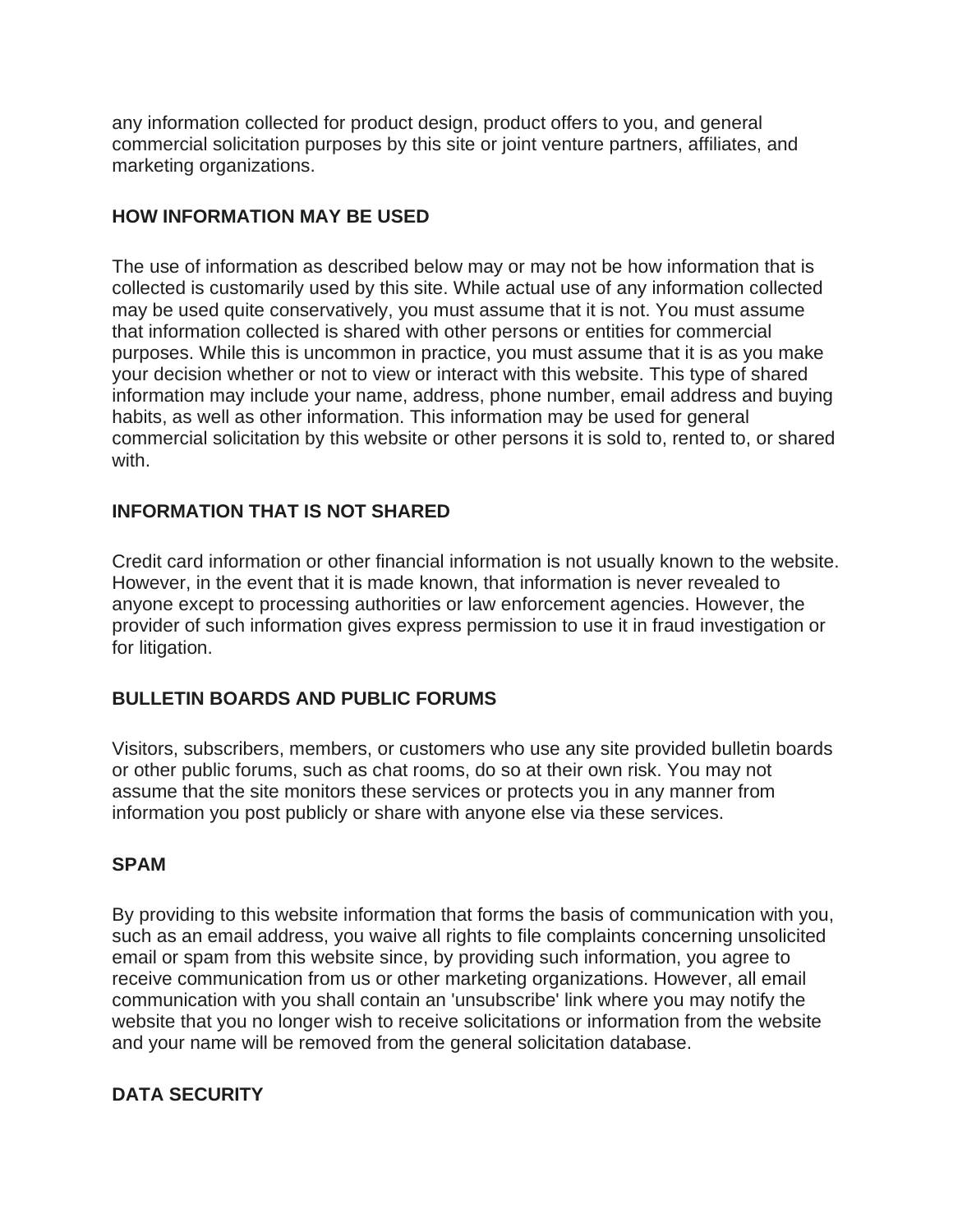any information collected for product design, product offers to you, and general commercial solicitation purposes by this site or joint venture partners, affiliates, and marketing organizations.

**HOW INFORMATION MAY BE USED**

The use of information as described below may or may not be how information that is collected is customarily used by this site. While actual use of any information collected may be used quite conservatively, you must assume that it is not. You must assume that information collected is shared with other persons or entities for commercial purposes. While this is uncommon in practice, you must assume that it is as you make your decision whether or not to view or interact with this website. This type of shared information may include your name, address, phone number, email address and buying habits, as well as other information. This information may be used for general commercial solicitation by this website or other persons it is sold to, rented to, or shared with.

**INFORMATION THAT IS NOT SHARED**

Credit card information or other financial information is not usually known to the website. However, in the event that it is made known, that information is never revealed to anyone except to processing authorities or law enforcement agencies. However, the provider of such information gives express permission to use it in fraud investigation or for litigation.

**BULLETIN BOARDS AND PUBLIC FORUMS**

Visitors, subscribers, members, or customers who use any site provided bulletin boards or other public forums, such as chat rooms, do so at their own risk. You may not assume that the site monitors these services or protects you in any manner from information you post publicly or share with anyone else via these services.

**SPAM**

By providing to this website information that forms the basis of communication with you, such as an email address, you waive all rights to file complaints concerning unsolicited email or spam from this website since, by providing such information, you agree to receive communication from us or other marketing organizations. However, all email communication with you shall contain an 'unsubscribe' link where you may notify the website that you no longer wish to receive solicitations or information from the website and your name will be removed from the general solicitation database.

**DATA SECURITY**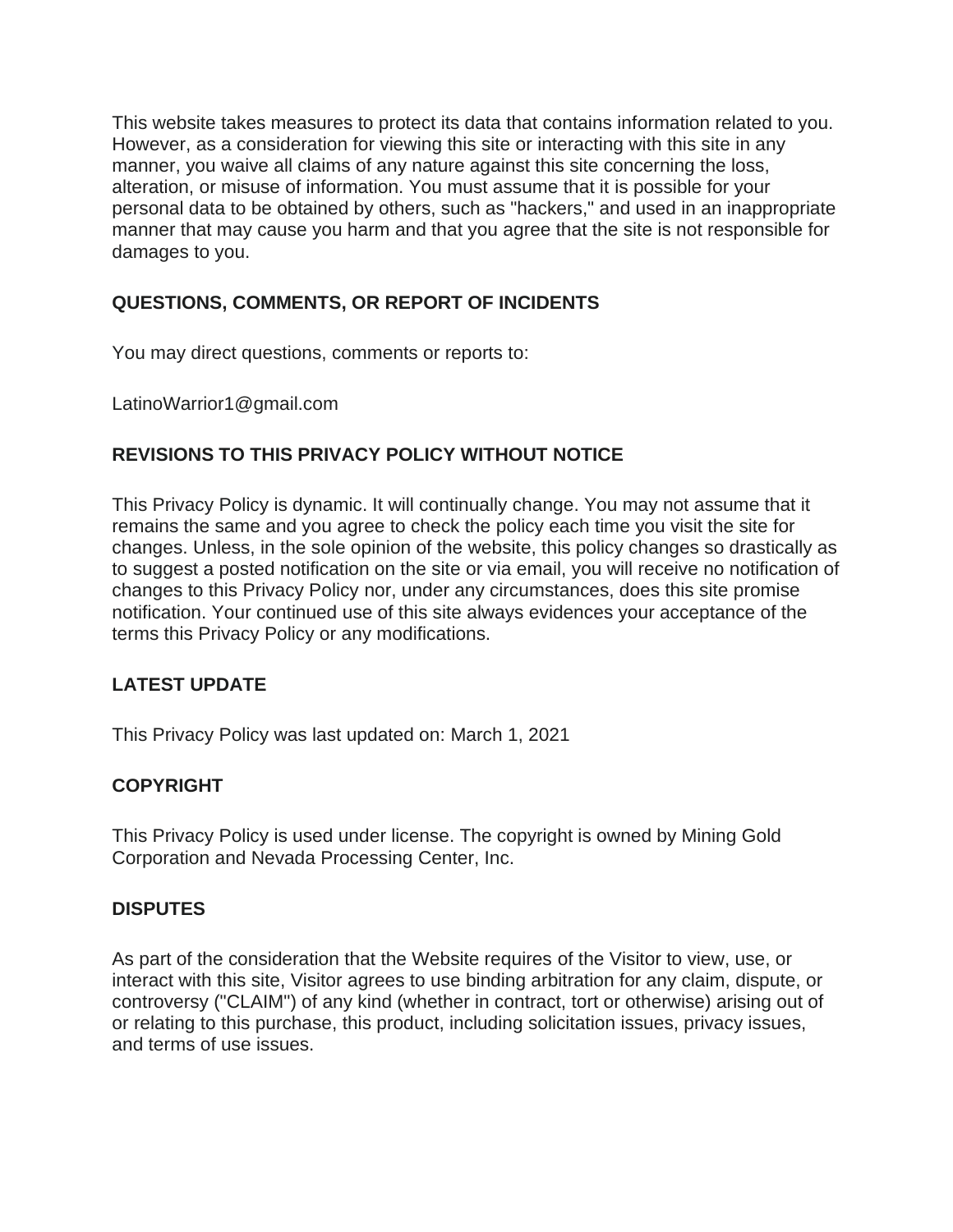This website takes measures to protect its data that contains information related to you. However, as a consideration for viewing this site or interacting with this site in any manner, you waive all claims of any nature against this site concerning the loss, alteration, or misuse of information. You must assume that it is possible for your personal data to be obtained by others, such as "hackers," and used in an inappropriate manner that may cause you harm and that you agree that the site is not responsible for damages to you.

**QUESTIONS, COMMENTS, OR REPORT OF INCIDENTS**

You may direct questions, comments or reports to:

LatinoWarrior1@gmail.com

**REVISIONS TO THIS PRIVACY POLICY WITHOUT NOTICE**

This Privacy Policy is dynamic. It will continually change. You may not assume that it remains the same and you agree to check the policy each time you visit the site for changes. Unless, in the sole opinion of the website, this policy changes so drastically as to suggest a posted notification on the site or via email, you will receive no notification of changes to this Privacy Policy nor, under any circumstances, does this site promise notification. Your continued use of this site always evidences your acceptance of the terms this Privacy Policy or any modifications.

**LATEST UPDATE**

This Privacy Policy was last updated on: March 1, 2021

**COPYRIGHT**

This Privacy Policy is used under license. The copyright is owned by Mining Gold Corporation and Nevada Processing Center, Inc.

**DISPUTES**

As part of the consideration that the Website requires of the Visitor to view, use, or interact with this site, Visitor agrees to use binding arbitration for any claim, dispute, or controversy ("CLAIM") of any kind (whether in contract, tort or otherwise) arising out of or relating to this purchase, this product, including solicitation issues, privacy issues, and terms of use issues.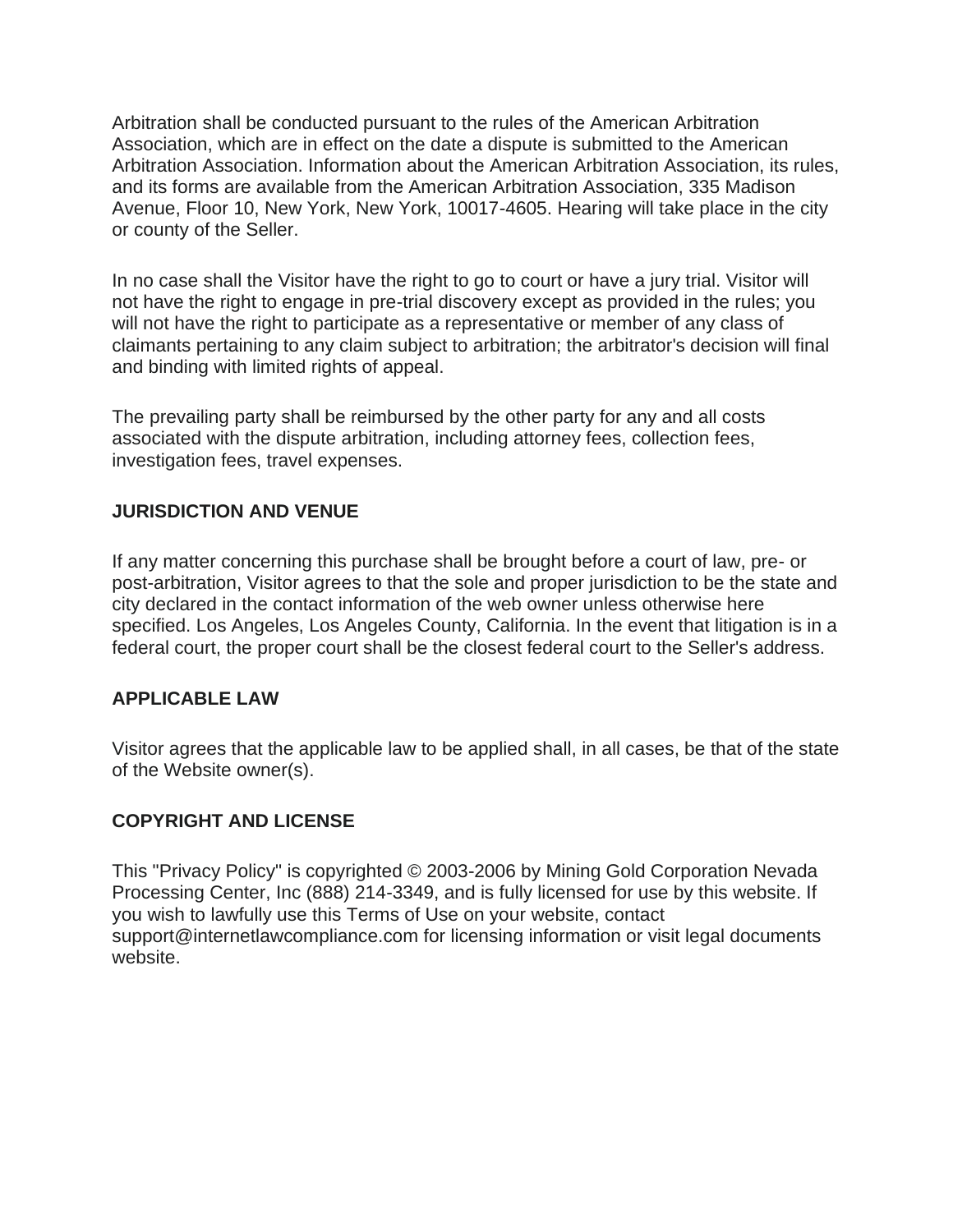Arbitration shall be conducted pursuant to the rules of the American Arbitration Association, which are in effect on the date a dispute is submitted to the American Arbitration Association. Information about the American Arbitration Association, its rules, and its forms are available from the American Arbitration Association, 335 Madison Avenue, Floor 10, New York, New York, 10017-4605. Hearing will take place in the city or county of the Seller.

In no case shall the Visitor have the right to go to court or have a jury trial. Visitor will not have the right to engage in pre-trial discovery except as provided in the rules; you will not have the right to participate as a representative or member of any class of claimants pertaining to any claim subject to arbitration; the arbitrator's decision will final and binding with limited rights of appeal.

The prevailing party shall be reimbursed by the other party for any and all costs associated with the dispute arbitration, including attorney fees, collection fees, investigation fees, travel expenses.

**JURISDICTION AND VENUE**

If any matter concerning this purchase shall be brought before a court of law, pre- or post-arbitration, Visitor agrees to that the sole and proper jurisdiction to be the state and city declared in the contact information of the web owner unless otherwise here specified. Los Angeles, Los Angeles County, California. In the event that litigation is in a federal court, the proper court shall be the closest federal court to the Seller's address.

**APPLICABLE LAW**

Visitor agrees that the applicable law to be applied shall, in all cases, be that of the state of the Website owner(s).

**COPYRIGHT AND LICENSE**

This "Privacy Policy" is copyrighted © 2003-2006 by Mining Gold Corporation Nevada Processing Center, Inc (888) 214-3349, and is fully licensed for use by this website. If you wish to lawfully use this Terms of Use on your website, contact support@internetlawcompliance.com for licensing information or visit legal documents website.